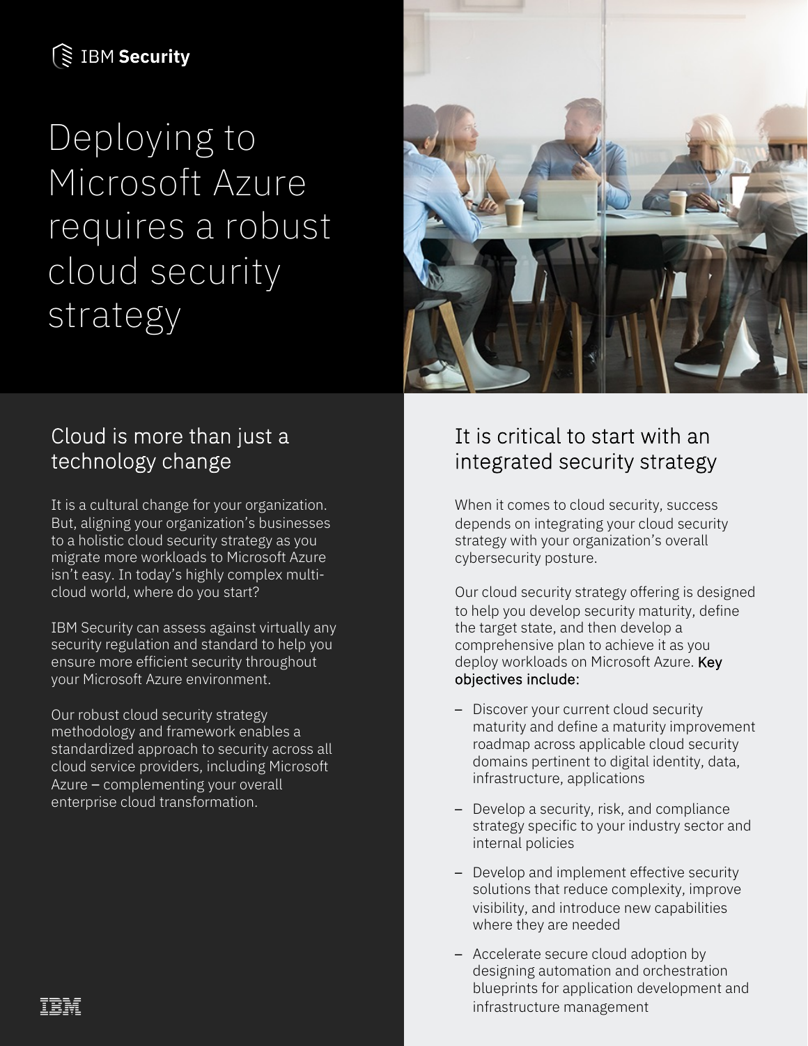IBM Security

# Deploying to Microsoft Azure requires a robust cloud security strategy

## Cloud is more than just a technology change

It is a cultural change for your organization. But, aligning your organization's businesses to a holistic cloud security strategy as you migrate more workloads to Microsoft Azure isn't easy. In today's highly complex multi-cloud world, where do you start?

IBM Security can assess against virtually any security regulation and standard to help you ensure more efficient security throughout your Microsoft Azure environment.

Our robust cloud security strategy methodology and framework enables a standardized approach to security across all cloud service providers, including Microsoft Azure – complementing your overall enterprise cloud transformation.

## It is critical to start with an integrated security strategy

When it comes to cloud security, success depends on integrating your cloud security strategy with your organization's overall cybersecurity posture.

Our cloud security strategy offering is designed to help you develop security maturity, define the target state, and then develop a comprehensive plan to achieve it as you deploy workloads on Microsoft Azure. Key objectives include:

- Discover your current cloud security maturity and define a maturity improvement roadmap across applicable cloud security domains pertinent to digital identity, data, infrastructure, applications
- Develop a security, risk, and compliance strategy specific to your industry sector and internal policies
- Develop and implement effective security solutions that reduce complexity, improve visibility, and introduce new capabilities where they are needed
- Accelerate secure cloud adoption by designing automation and orchestration blueprints for application development and infrastructure management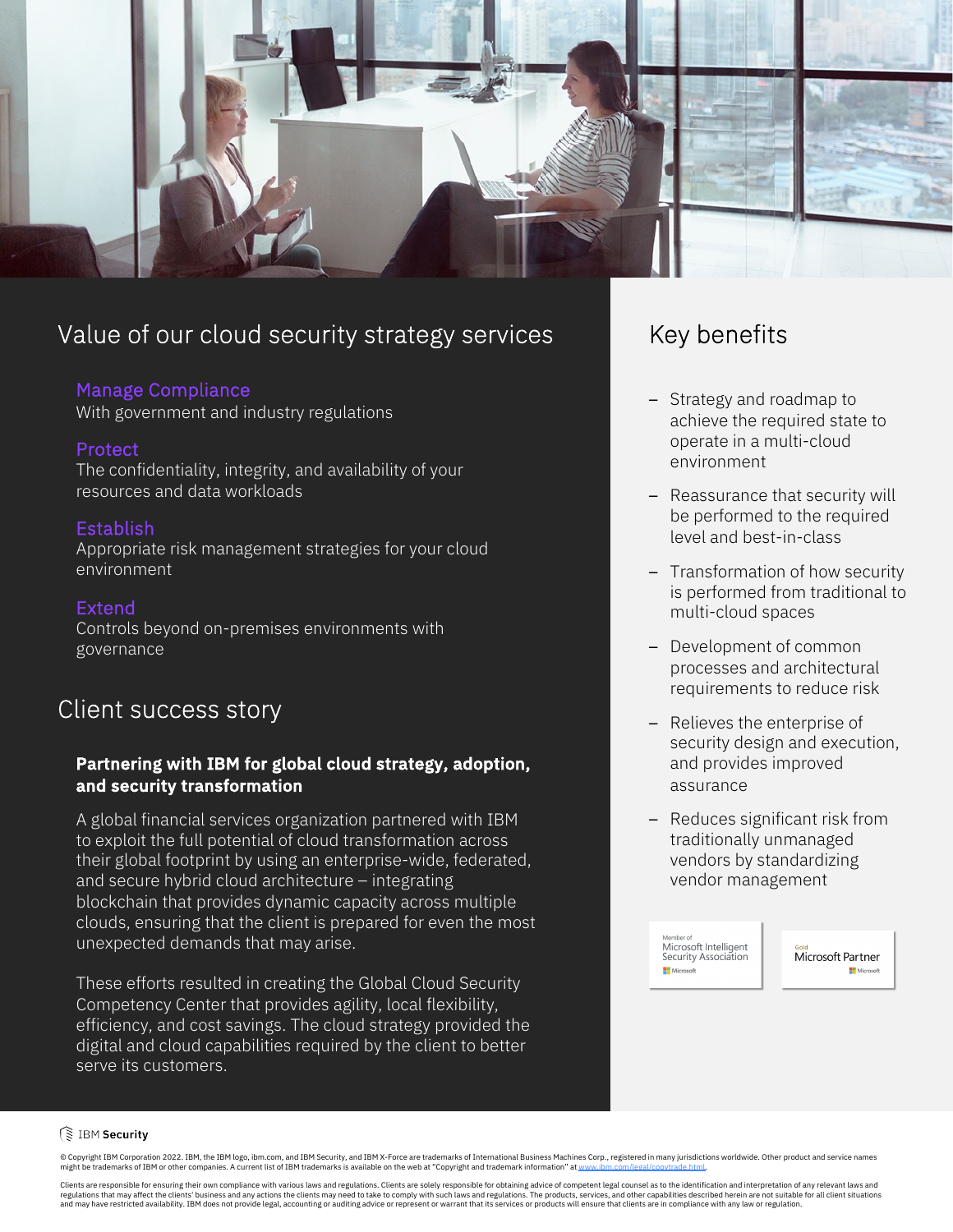## Value of our cloud security strategy services

**Manage Compliance**
With government and industry regulations

**Protect**
The confidentiality, integrity, and availability of your resources and data workloads

**Establish**
Appropriate risk management strategies for your cloud environment

**Extend**
Controls beyond on-premises environments with governance

## Client success story

**Partnering with IBM for global cloud strategy, adoption, and security transformation**

A global financial services organization partnered with IBM to exploit the full potential of cloud transformation across their global footprint by using an enterprise-wide, federated, and secure hybrid cloud architecture – integrating blockchain that provides dynamic capacity across multiple clouds, ensuring that the client is prepared for even the most unexpected demands that may arise.

These efforts resulted in creating the Global Cloud Security Competency Center that provides agility, local flexibility, efficiency, and cost savings. The cloud strategy provided the digital and cloud capabilities required by the client to better serve its customers.

## Key benefits

- Strategy and roadmap to achieve the required state to operate in a multi-cloud environment
- Reassurance that security will be performed to the required level and best-in-class
- Transformation of how security is performed from traditional to multi-cloud spaces
- Development of common processes and architectural requirements to reduce risk
- Relieves the enterprise of security design and execution, and provides improved assurance
- Reduces significant risk from traditionally unmanaged vendors by standardizing vendor management

Member of Microsoft Intelligent Security Association
Microsoft

Gold Microsoft Partner
Microsoft

IBM Security

© Copyright IBM Corporation 2022. IBM, the IBM logo, ibm.com, and IBM Security, and IBM X-Force are trademarks of International Business Machines Corp., registered in many jurisdictions worldwide. Other product and service names might be trademarks of IBM or other companies. A current list of IBM trademarks is available on the web at "Copyright and trademark information" at www.ibm.com/legal/copytrade.html.

Clients are responsible for ensuring their own compliance with various laws and regulations. Clients are solely responsible for obtaining advice of competent legal counsel as to the identification and interpretation of any relevant laws and regulations that may affect the clients' business and any actions the clients may need to take to comply with such laws and regulations. The products, services, and other capabilities described herein are not suitable for all client situations and may have restricted availability. IBM does not provide legal, accounting or auditing advice or represent or warrant that its services or products will ensure that clients are in compliance with any law or regulation.